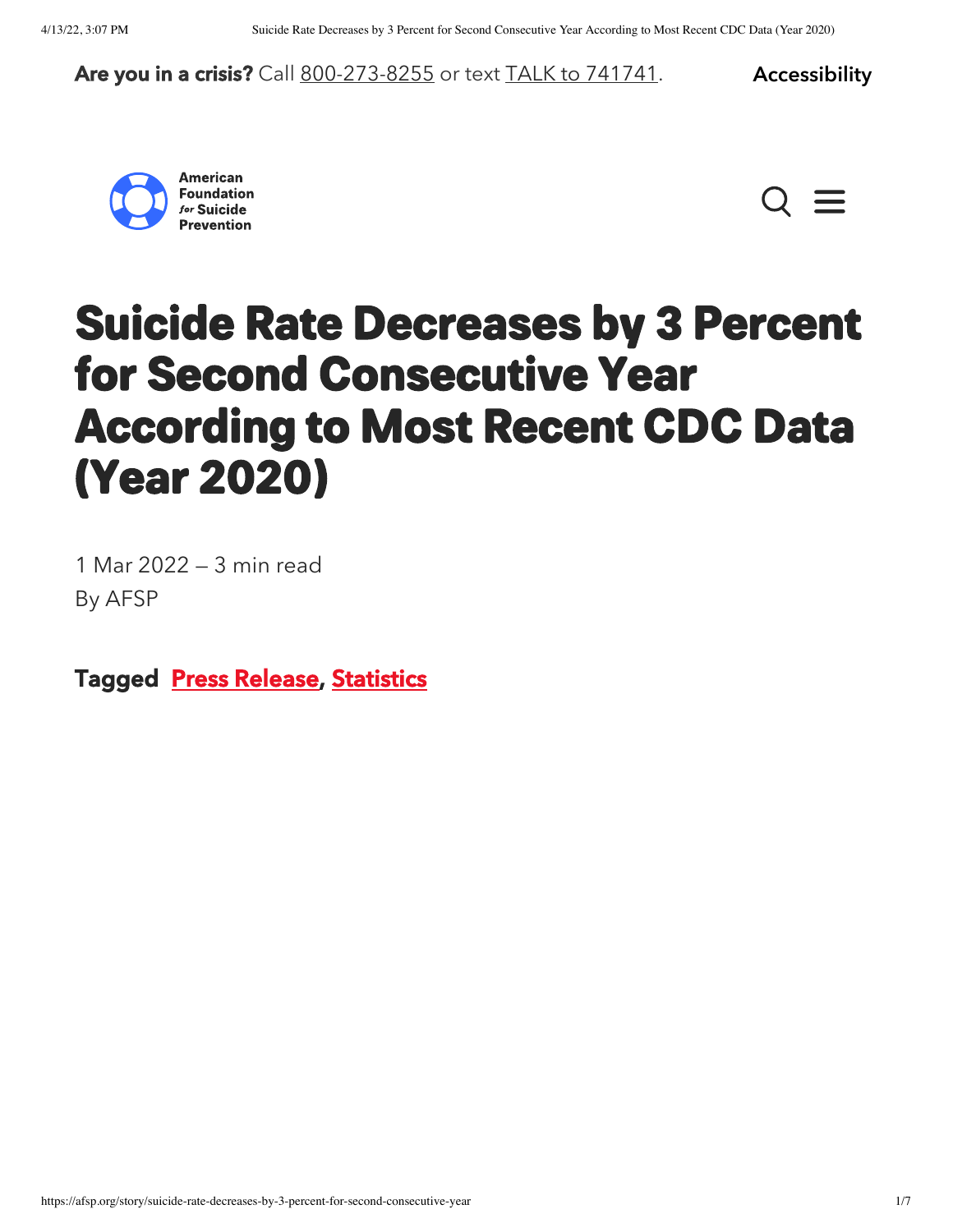**Are you in a crisis?** Call 800-273-8255 or text TALK to 741741.

Accessibility

American Foundation for Suicide Prevention

# Suicide Rate Decreases by 3 Percent for Second Consecutive Year According to Most Recent CDC Data (Year 2020)

1 Mar 2022 – 3 min read
By AFSP

**Tagged** Press Release, Statistics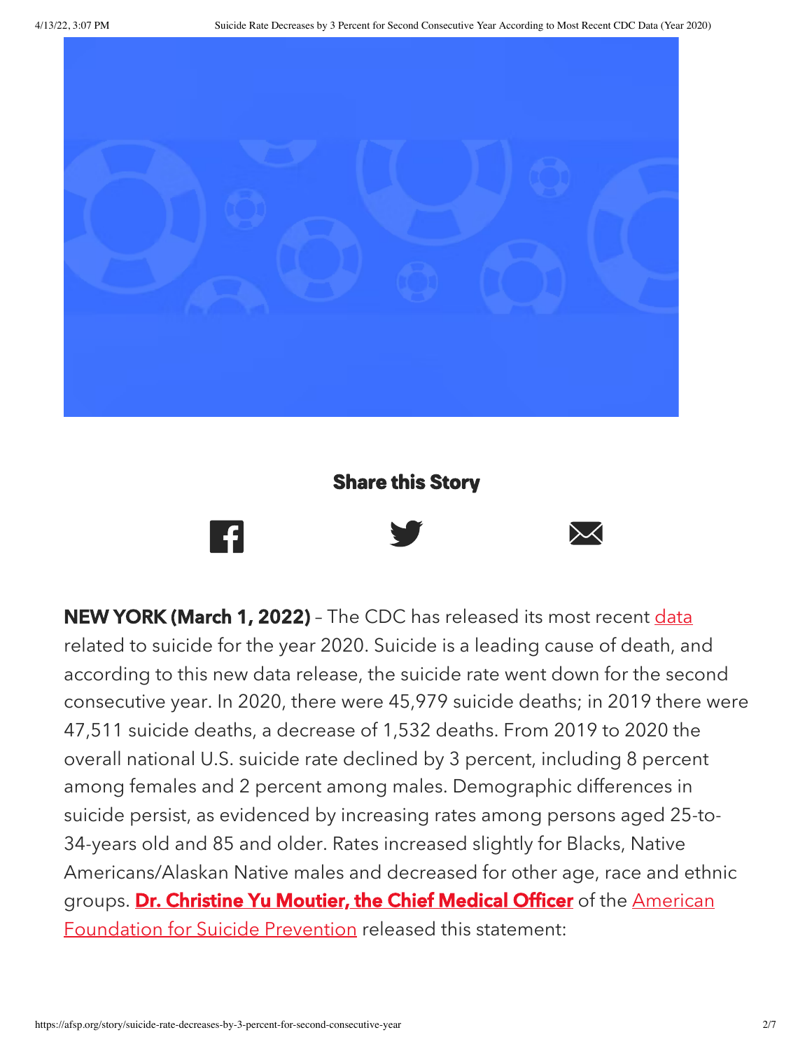**Share this Story**

**NEW YORK (March 1, 2022)** – The CDC has released its most recent data related to suicide for the year 2020. Suicide is a leading cause of death, and according to this new data release, the suicide rate went down for the second consecutive year. In 2020, there were 45,979 suicide deaths; in 2019 there were 47,511 suicide deaths, a decrease of 1,532 deaths. From 2019 to 2020 the overall national U.S. suicide rate declined by 3 percent, including 8 percent among females and 2 percent among males. Demographic differences in suicide persist, as evidenced by increasing rates among persons aged 25-to-34-years old and 85 and older. Rates increased slightly for Blacks, Native Americans/Alaskan Native males and decreased for other age, race and ethnic groups. **Dr. Christine Yu Moutier, the Chief Medical Officer** of the American Foundation for Suicide Prevention released this statement: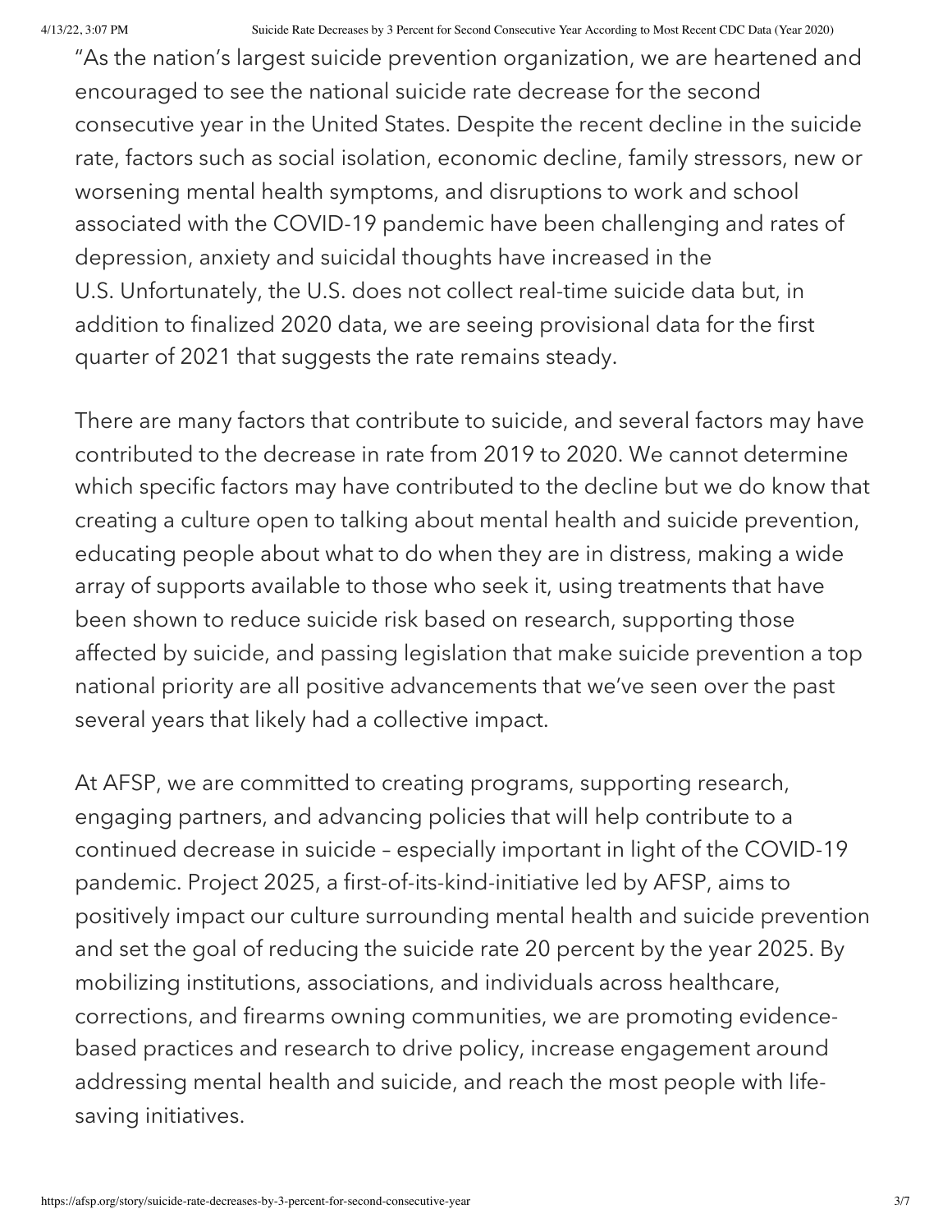"As the nation's largest suicide prevention organization, we are heartened and encouraged to see the national suicide rate decrease for the second consecutive year in the United States. Despite the recent decline in the suicide rate, factors such as social isolation, economic decline, family stressors, new or worsening mental health symptoms, and disruptions to work and school associated with the COVID-19 pandemic have been challenging and rates of depression, anxiety and suicidal thoughts have increased in the U.S. Unfortunately, the U.S. does not collect real-time suicide data but, in addition to finalized 2020 data, we are seeing provisional data for the first quarter of 2021 that suggests the rate remains steady.

There are many factors that contribute to suicide, and several factors may have contributed to the decrease in rate from 2019 to 2020. We cannot determine which specific factors may have contributed to the decline but we do know that creating a culture open to talking about mental health and suicide prevention, educating people about what to do when they are in distress, making a wide array of supports available to those who seek it, using treatments that have been shown to reduce suicide risk based on research, supporting those affected by suicide, and passing legislation that make suicide prevention a top national priority are all positive advancements that we've seen over the past several years that likely had a collective impact.

At AFSP, we are committed to creating programs, supporting research, engaging partners, and advancing policies that will help contribute to a continued decrease in suicide – especially important in light of the COVID-19 pandemic. Project 2025, a first-of-its-kind-initiative led by AFSP, aims to positively impact our culture surrounding mental health and suicide prevention and set the goal of reducing the suicide rate 20 percent by the year 2025. By mobilizing institutions, associations, and individuals across healthcare, corrections, and firearms owning communities, we are promoting evidence-based practices and research to drive policy, increase engagement around addressing mental health and suicide, and reach the most people with life-saving initiatives.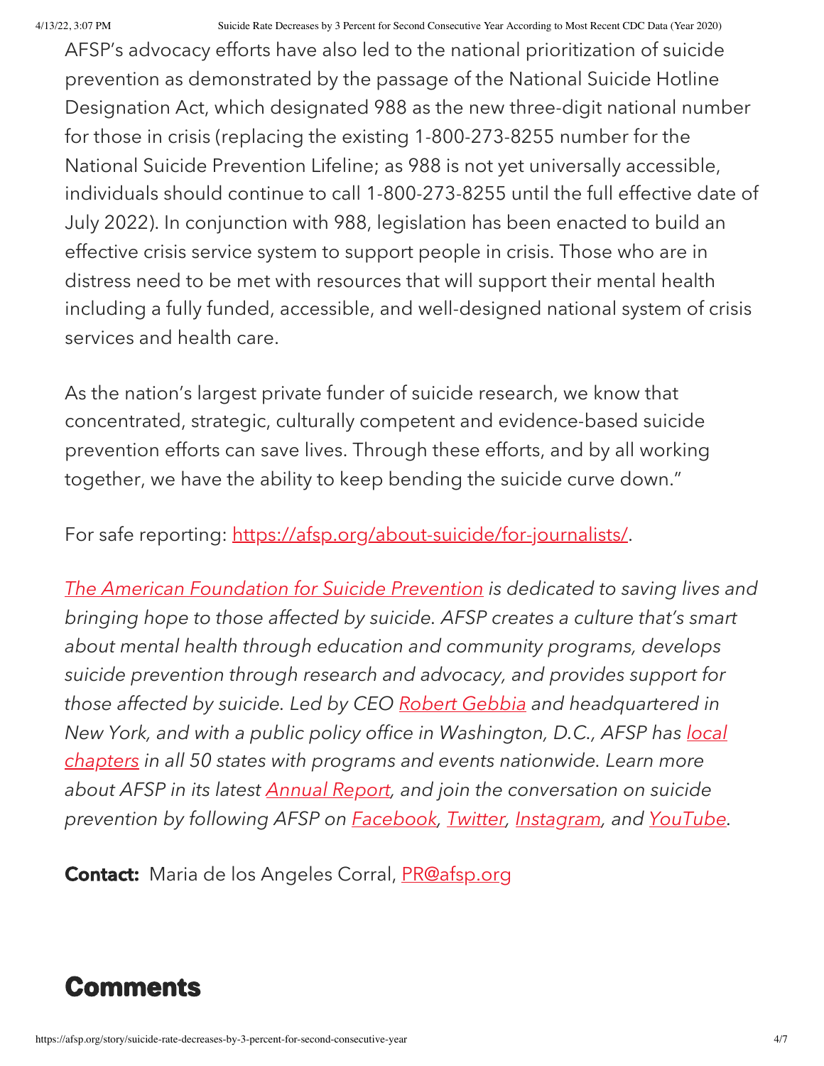AFSP's advocacy efforts have also led to the national prioritization of suicide prevention as demonstrated by the passage of the National Suicide Hotline Designation Act, which designated 988 as the new three-digit national number for those in crisis (replacing the existing 1-800-273-8255 number for the National Suicide Prevention Lifeline; as 988 is not yet universally accessible, individuals should continue to call 1-800-273-8255 until the full effective date of July 2022). In conjunction with 988, legislation has been enacted to build an effective crisis service system to support people in crisis. Those who are in distress need to be met with resources that will support their mental health including a fully funded, accessible, and well-designed national system of crisis services and health care.

As the nation's largest private funder of suicide research, we know that concentrated, strategic, culturally competent and evidence-based suicide prevention efforts can save lives. Through these efforts, and by all working together, we have the ability to keep bending the suicide curve down."

For safe reporting: [https://afsp.org/about-suicide/for-journalists/](https://afsp.org/about-suicide/for-journalists/).

*[The American Foundation for Suicide Prevention](#) is dedicated to saving lives and bringing hope to those affected by suicide. AFSP creates a culture that's smart about mental health through education and community programs, develops suicide prevention through research and advocacy, and provides support for those affected by suicide. Led by CEO [Robert Gebbia](#) and headquartered in New York, and with a public policy office in Washington, D.C., AFSP has [local chapters](#) in all 50 states with programs and events nationwide. Learn more about AFSP in its latest [Annual Report](#), and join the conversation on suicide prevention by following AFSP on [Facebook](#), [Twitter](#), [Instagram](#), and [YouTube](#).*

**Contact:** Maria de los Angeles Corral, [PR@afsp.org](mailto:PR@afsp.org)

## Comments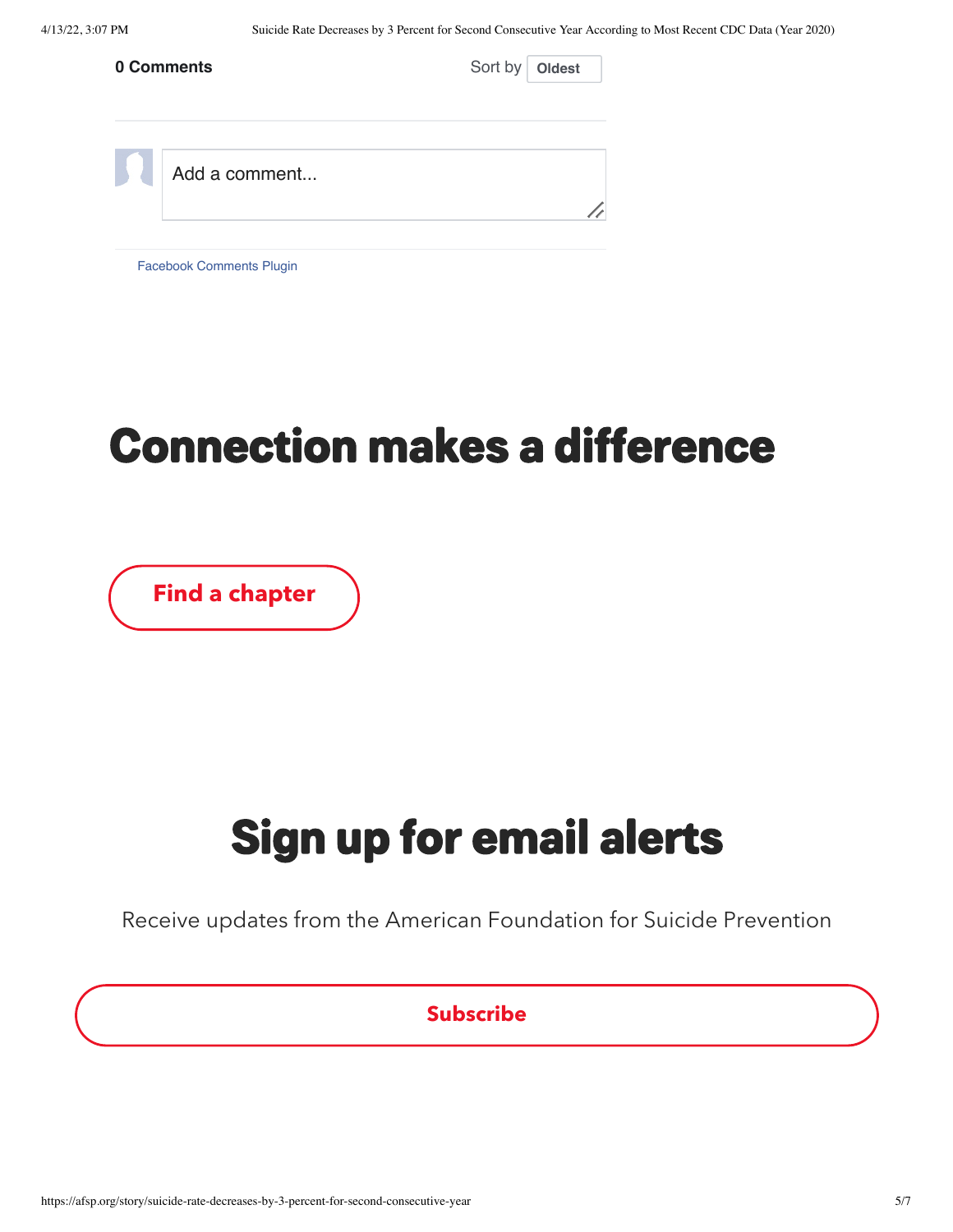**0 Comments**

Sort by Oldest

Add a comment...

Facebook Comments Plugin

# Connection makes a difference

Find a chapter

# Sign up for email alerts

Receive updates from the American Foundation for Suicide Prevention

Subscribe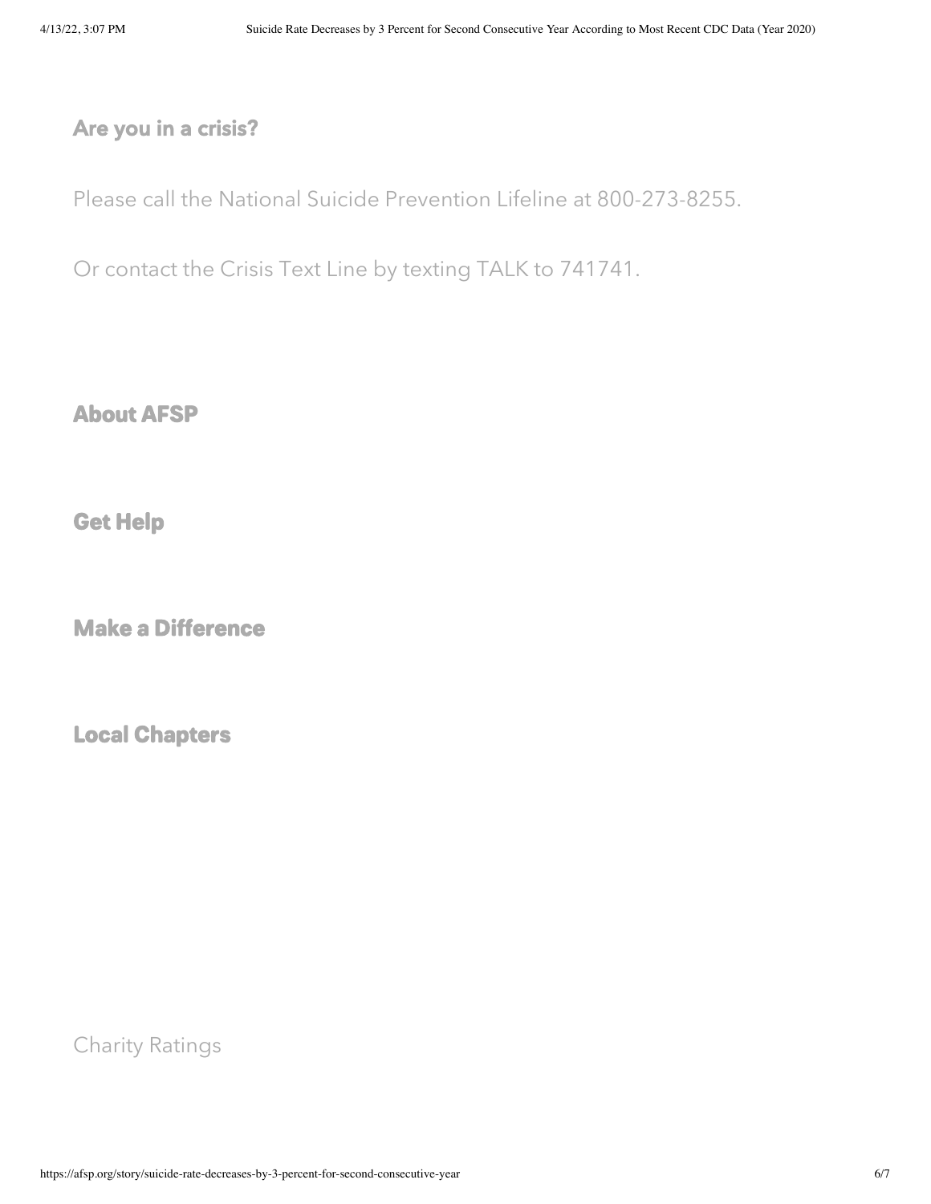**Are you in a crisis?**

Please call the National Suicide Prevention Lifeline at 800-273-8255.

Or contact the Crisis Text Line by texting TALK to 741741.

**About AFSP**

**Get Help**

**Make a Difference**

**Local Chapters**

Charity Ratings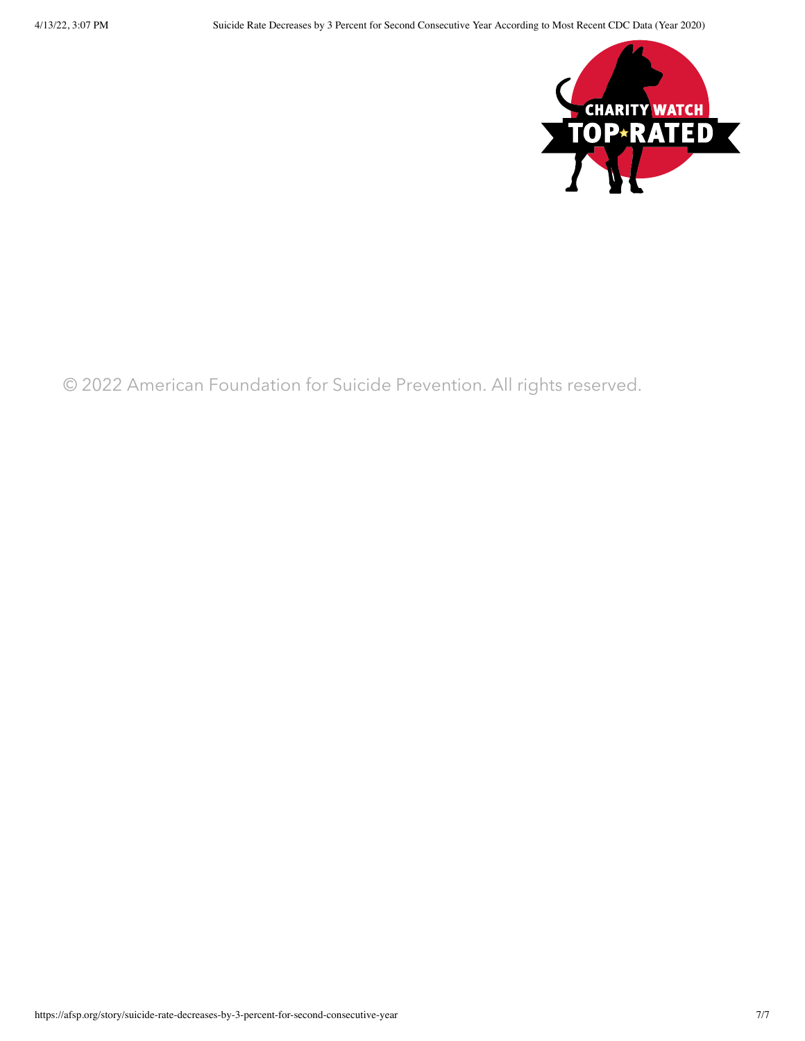© 2022 American Foundation for Suicide Prevention. All rights reserved.